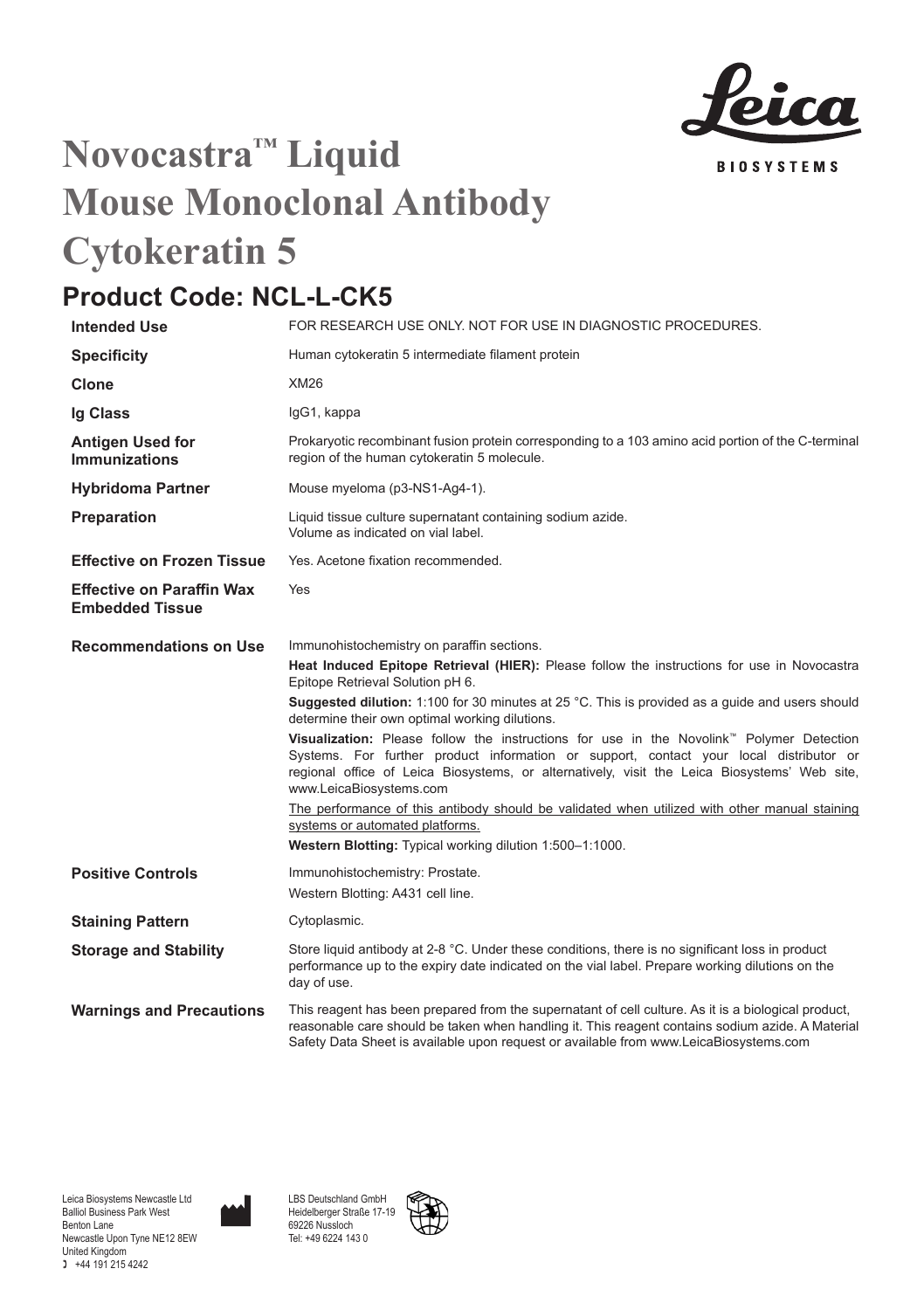Leica BIOSYSTEMS

# Novocastra™ Liquid Mouse Monoclonal Antibody Cytokeratin 5

## Product Code: NCL-L-CK5

| | |
|---|---|
| **Intended Use** | FOR RESEARCH USE ONLY. NOT FOR USE IN DIAGNOSTIC PROCEDURES. |
| **Specificity** | Human cytokeratin 5 intermediate filament protein |
| **Clone** | XM26 |
| **Ig Class** | IgG1, kappa |
| **Antigen Used for Immunizations** | Prokaryotic recombinant fusion protein corresponding to a 103 amino acid portion of the C-terminal region of the human cytokeratin 5 molecule. |
| **Hybridoma Partner** | Mouse myeloma (p3-NS1-Ag4-1). |
| **Preparation** | Liquid tissue culture supernatant containing sodium azide. Volume as indicated on vial label. |
| **Effective on Frozen Tissue** | Yes. Acetone fixation recommended. |
| **Effective on Paraffin Wax Embedded Tissue** | Yes |
| **Recommendations on Use** | Immunohistochemistry on paraffin sections.<br>**Heat Induced Epitope Retrieval (HIER):** Please follow the instructions for use in Novocastra Epitope Retrieval Solution pH 6.<br>**Suggested dilution:** 1:100 for 30 minutes at 25 °C. This is provided as a guide and users should determine their own optimal working dilutions.<br>**Visualization:** Please follow the instructions for use in the Novolink™ Polymer Detection Systems. For further product information or support, contact your local distributor or regional office of Leica Biosystems, or alternatively, visit the Leica Biosystems' Web site, www.LeicaBiosystems.com<br><u>The performance of this antibody should be validated when utilized with other manual staining systems or automated platforms.</u><br>**Western Blotting:** Typical working dilution 1:500–1:1000. |
| **Positive Controls** | Immunohistochemistry: Prostate.<br>Western Blotting: A431 cell line. |
| **Staining Pattern** | Cytoplasmic. |
| **Storage and Stability** | Store liquid antibody at 2-8 °C. Under these conditions, there is no significant loss in product performance up to the expiry date indicated on the vial label. Prepare working dilutions on the day of use. |
| **Warnings and Precautions** | This reagent has been prepared from the supernatant of cell culture. As it is a biological product, reasonable care should be taken when handling it. This reagent contains sodium azide. A Material Safety Data Sheet is available upon request or available from www.LeicaBiosystems.com |

Leica Biosystems Newcastle Ltd
Balliol Business Park West
Benton Lane
Newcastle Upon Tyne NE12 8EW
United Kingdom
+44 191 215 4242

LBS Deutschland GmbH
Heidelberger Straße 17-19
69226 Nussloch
Tel: +49 6224 143 0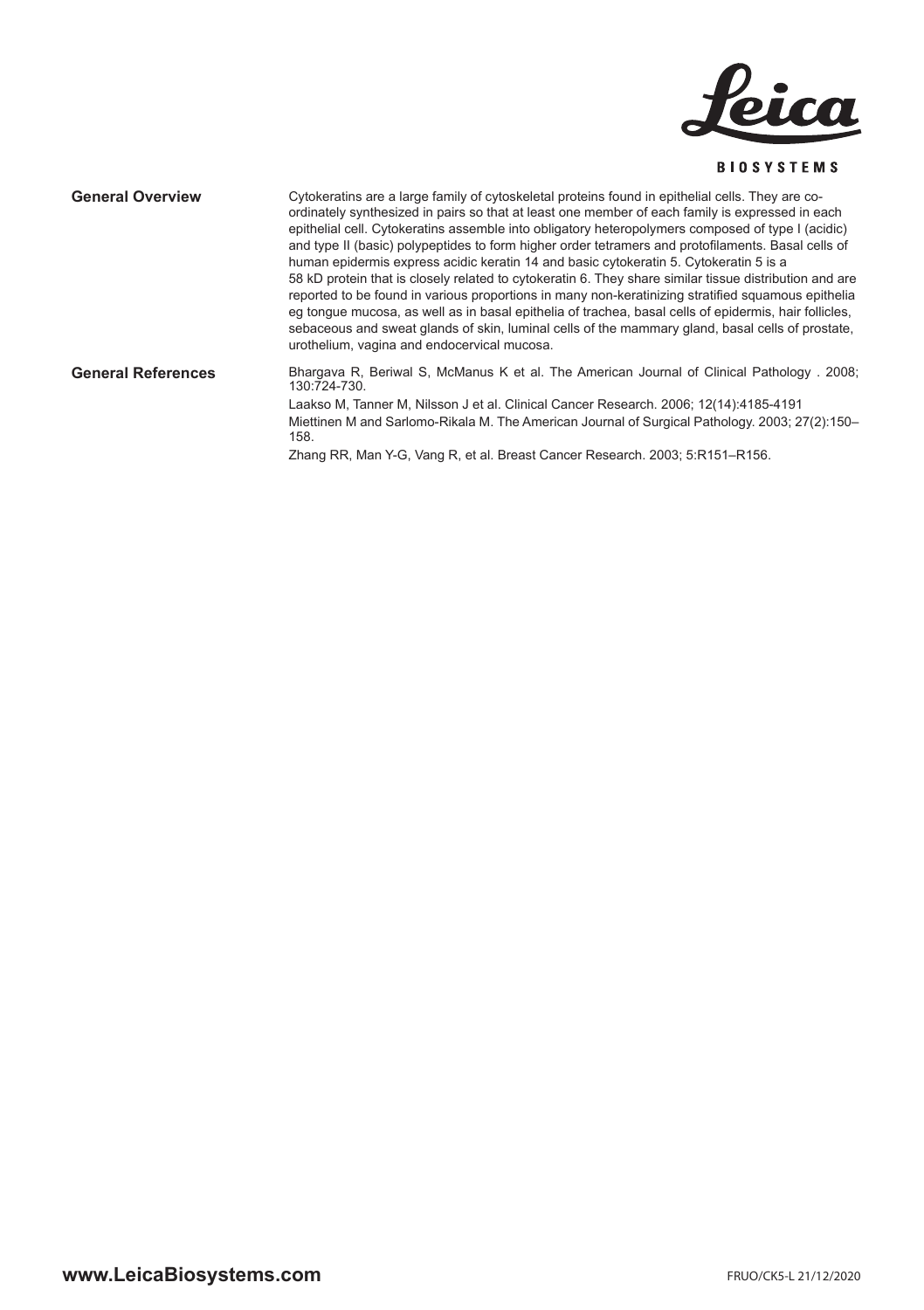## General Overview

Cytokeratins are a large family of cytoskeletal proteins found in epithelial cells. They are co-ordinately synthesized in pairs so that at least one member of each family is expressed in each epithelial cell. Cytokeratins assemble into obligatory heteropolymers composed of type I (acidic) and type II (basic) polypeptides to form higher order tetramers and protofilaments. Basal cells of human epidermis express acidic keratin 14 and basic cytokeratin 5. Cytokeratin 5 is a 58 kD protein that is closely related to cytokeratin 6. They share similar tissue distribution and are reported to be found in various proportions in many non-keratinizing stratified squamous epithelia eg tongue mucosa, as well as in basal epithelia of trachea, basal cells of epidermis, hair follicles, sebaceous and sweat glands of skin, luminal cells of the mammary gland, basal cells of prostate, urothelium, vagina and endocervical mucosa.

## General References

Bhargava R, Beriwal S, McManus K et al. The American Journal of Clinical Pathology . 2008; 130:724-730.

Laakso M, Tanner M, Nilsson J et al. Clinical Cancer Research. 2006; 12(14):4185-4191

Miettinen M and Sarlomo-Rikala M. The American Journal of Surgical Pathology. 2003; 27(2):150–158.

Zhang RR, Man Y-G, Vang R, et al. Breast Cancer Research. 2003; 5:R151–R156.

www.LeicaBiosystems.com

FRUO/CK5-L 21/12/2020